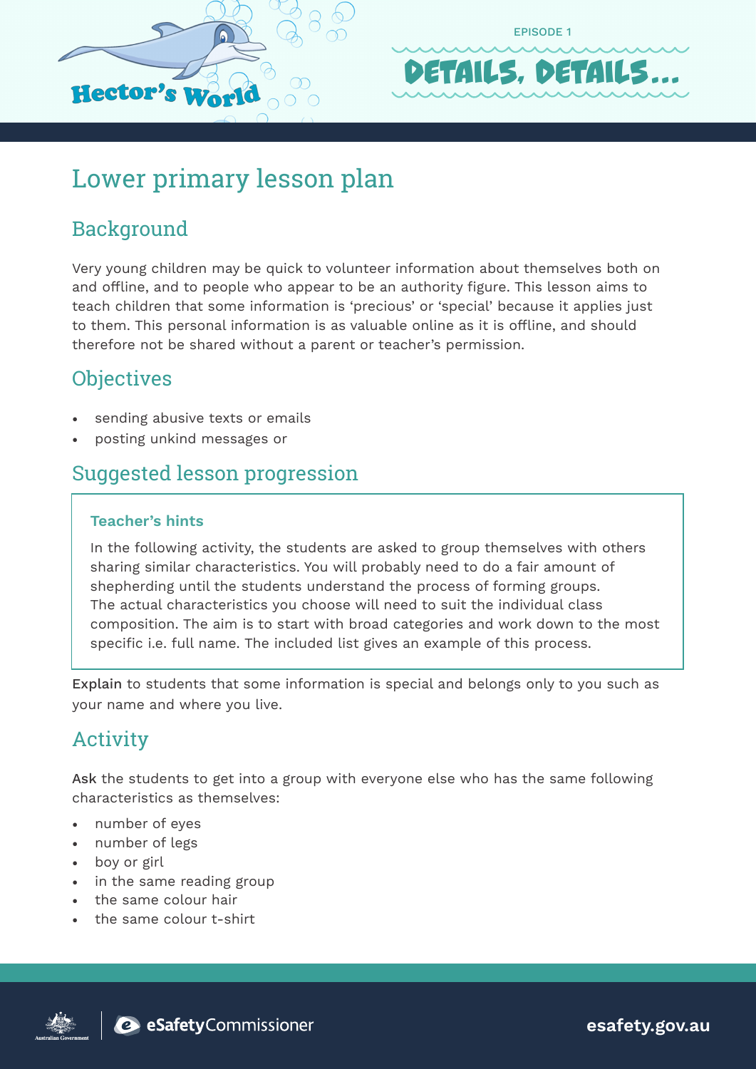Hector's World

EPISODE 1

# DETAILS, DETAILS...

# Lower primary lesson plan

## Background

Very young children may be quick to volunteer information about themselves both on and offline, and to people who appear to be an authority figure. This lesson aims to teach children that some information is 'precious' or 'special' because it applies just to them. This personal information is as valuable online as it is offline, and should therefore not be shared without a parent or teacher's permission.

## Objectives

- sending abusive texts or emails
- posting unkind messages or

## Suggested lesson progression

> **Teacher's hints**
>
> In the following activity, the students are asked to group themselves with others sharing similar characteristics. You will probably need to do a fair amount of shepherding until the students understand the process of forming groups. The actual characteristics you choose will need to suit the individual class composition. The aim is to start with broad categories and work down to the most specific i.e. full name. The included list gives an example of this process.

**Explain** to students that some information is special and belongs only to you such as your name and where you live.

## Activity

**Ask** the students to get into a group with everyone else who has the same following characteristics as themselves:

- number of eyes
- number of legs
- boy or girl
- in the same reading group
- the same colour hair
- the same colour t-shirt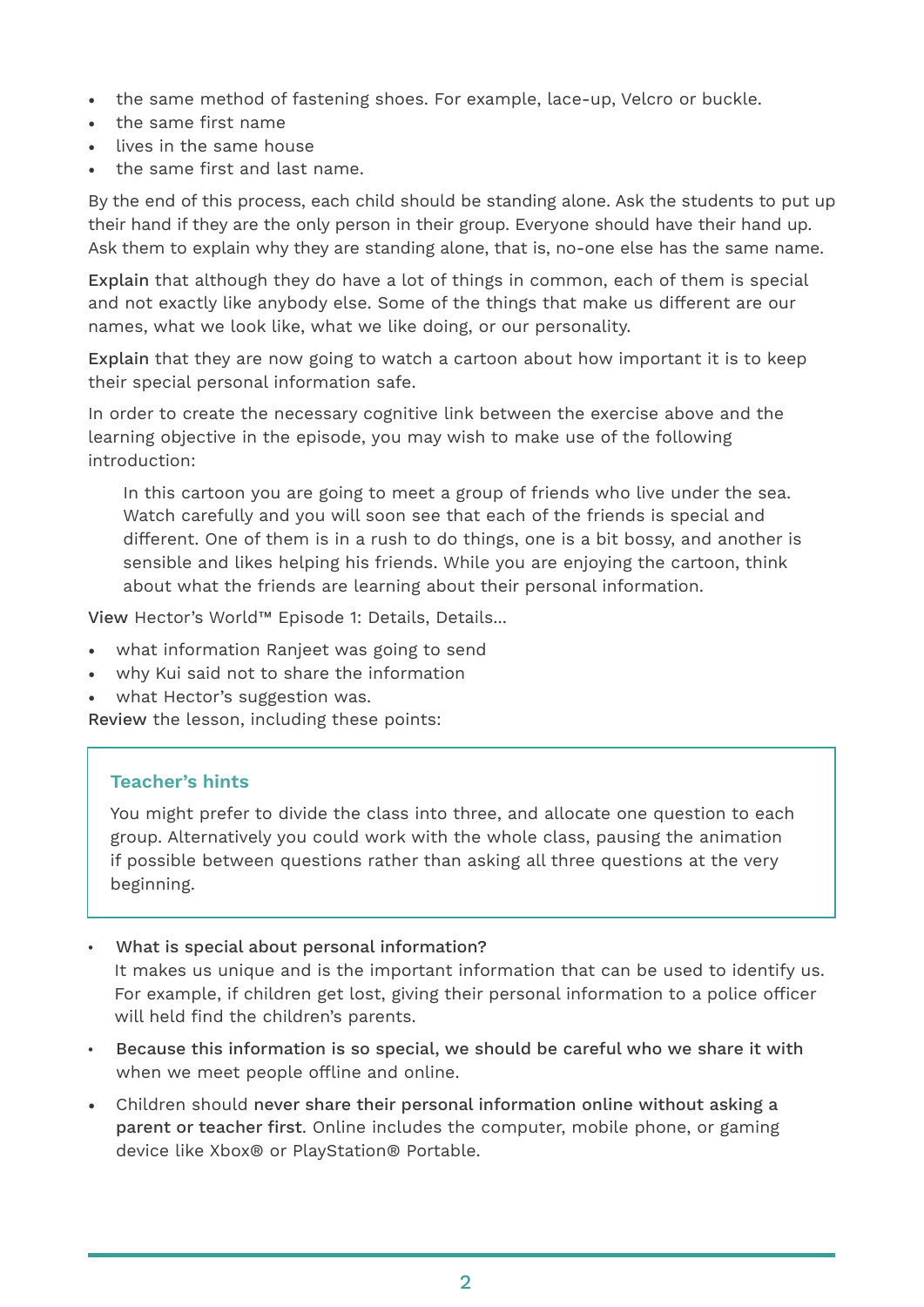- the same method of fastening shoes. For example, lace-up, Velcro or buckle.
- the same first name
- lives in the same house
- the same first and last name.

By the end of this process, each child should be standing alone. Ask the students to put up their hand if they are the only person in their group. Everyone should have their hand up. Ask them to explain why they are standing alone, that is, no-one else has the same name.

Explain that although they do have a lot of things in common, each of them is special and not exactly like anybody else. Some of the things that make us different are our names, what we look like, what we like doing, or our personality.

Explain that they are now going to watch a cartoon about how important it is to keep their special personal information safe.

In order to create the necessary cognitive link between the exercise above and the learning objective in the episode, you may wish to make use of the following introduction:

> In this cartoon you are going to meet a group of friends who live under the sea. Watch carefully and you will soon see that each of the friends is special and different. One of them is in a rush to do things, one is a bit bossy, and another is sensible and likes helping his friends. While you are enjoying the cartoon, think about what the friends are learning about their personal information.

View Hector's World™ Episode 1: Details, Details...

- what information Ranjeet was going to send
- why Kui said not to share the information
- what Hector's suggestion was.

Review the lesson, including these points:

> **Teacher's hints**
>
> You might prefer to divide the class into three, and allocate one question to each group. Alternatively you could work with the whole class, pausing the animation if possible between questions rather than asking all three questions at the very beginning.

- What is special about personal information?
  It makes us unique and is the important information that can be used to identify us. For example, if children get lost, giving their personal information to a police officer will held find the children's parents.
- Because this information is so special, we should be careful who we share it with when we meet people offline and online.
- Children should never share their personal information online without asking a parent or teacher first. Online includes the computer, mobile phone, or gaming device like Xbox® or PlayStation® Portable.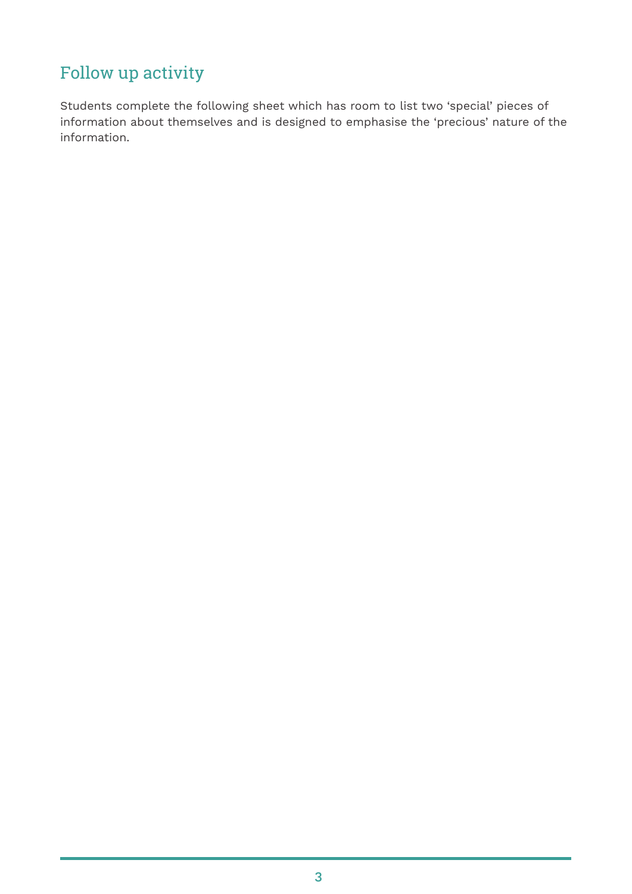## Follow up activity

Students complete the following sheet which has room to list two ‘special’ pieces of information about themselves and is designed to emphasise the ‘precious’ nature of the information.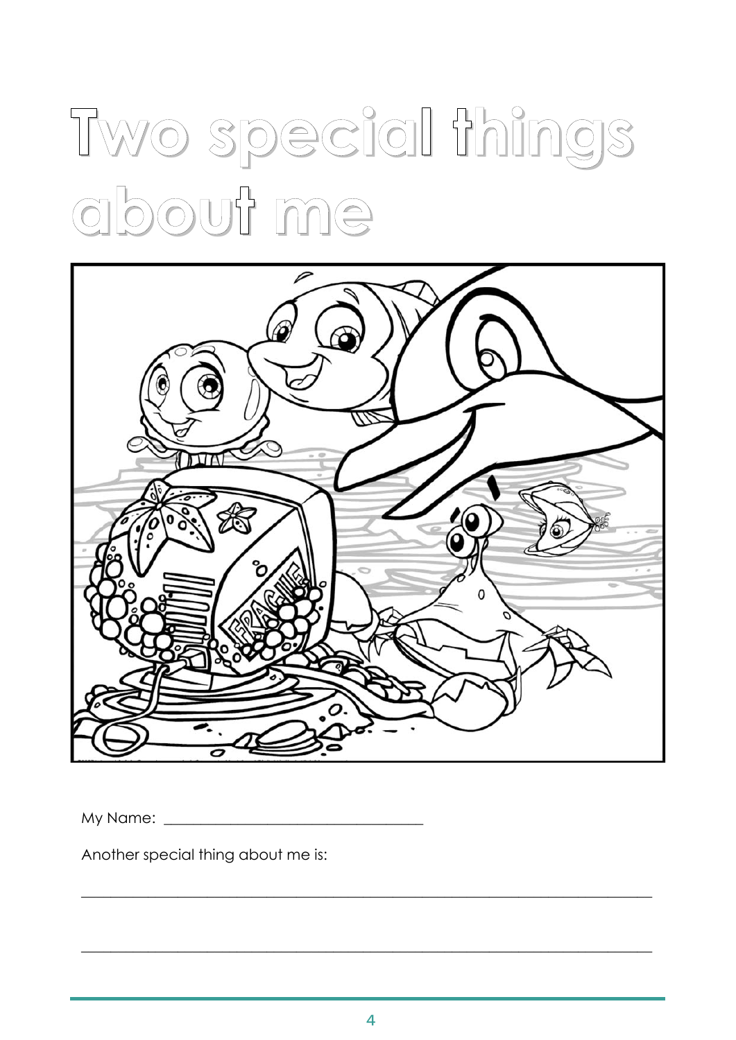# Two special things about me

My Name: ___________________________________

Another special thing about me is:

______________________________________________________________________________

______________________________________________________________________________